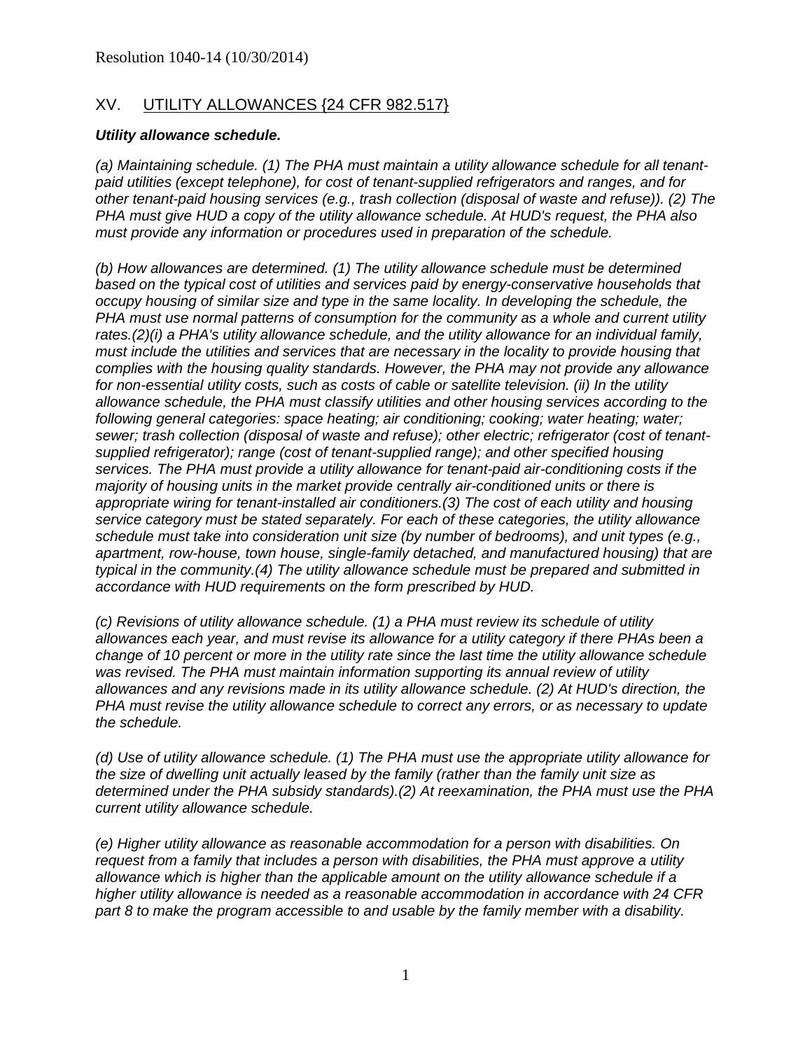Resolution 1040-14 (10/30/2014)

## XV. UTILITY ALLOWANCES {24 CFR 982.517}

***Utility allowance schedule.***

*(a) Maintaining schedule. (1) The PHA must maintain a utility allowance schedule for all tenant-paid utilities (except telephone), for cost of tenant-supplied refrigerators and ranges, and for other tenant-paid housing services (e.g., trash collection (disposal of waste and refuse)). (2) The PHA must give HUD a copy of the utility allowance schedule. At HUD's request, the PHA also must provide any information or procedures used in preparation of the schedule.*

*(b) How allowances are determined. (1) The utility allowance schedule must be determined based on the typical cost of utilities and services paid by energy-conservative households that occupy housing of similar size and type in the same locality. In developing the schedule, the PHA must use normal patterns of consumption for the community as a whole and current utility rates.(2)(i) a PHA's utility allowance schedule, and the utility allowance for an individual family, must include the utilities and services that are necessary in the locality to provide housing that complies with the housing quality standards. However, the PHA may not provide any allowance for non-essential utility costs, such as costs of cable or satellite television. (ii) In the utility allowance schedule, the PHA must classify utilities and other housing services according to the following general categories: space heating; air conditioning; cooking; water heating; water; sewer; trash collection (disposal of waste and refuse); other electric; refrigerator (cost of tenant-supplied refrigerator); range (cost of tenant-supplied range); and other specified housing services. The PHA must provide a utility allowance for tenant-paid air-conditioning costs if the majority of housing units in the market provide centrally air-conditioned units or there is appropriate wiring for tenant-installed air conditioners.(3) The cost of each utility and housing service category must be stated separately. For each of these categories, the utility allowance schedule must take into consideration unit size (by number of bedrooms), and unit types (e.g., apartment, row-house, town house, single-family detached, and manufactured housing) that are typical in the community.(4) The utility allowance schedule must be prepared and submitted in accordance with HUD requirements on the form prescribed by HUD.*

*(c) Revisions of utility allowance schedule. (1) a PHA must review its schedule of utility allowances each year, and must revise its allowance for a utility category if there PHAs been a change of 10 percent or more in the utility rate since the last time the utility allowance schedule was revised. The PHA must maintain information supporting its annual review of utility allowances and any revisions made in its utility allowance schedule. (2) At HUD's direction, the PHA must revise the utility allowance schedule to correct any errors, or as necessary to update the schedule.*

*(d) Use of utility allowance schedule. (1) The PHA must use the appropriate utility allowance for the size of dwelling unit actually leased by the family (rather than the family unit size as determined under the PHA subsidy standards).(2) At reexamination, the PHA must use the PHA current utility allowance schedule.*

*(e) Higher utility allowance as reasonable accommodation for a person with disabilities. On request from a family that includes a person with disabilities, the PHA must approve a utility allowance which is higher than the applicable amount on the utility allowance schedule if a higher utility allowance is needed as a reasonable accommodation in accordance with 24 CFR part 8 to make the program accessible to and usable by the family member with a disability.*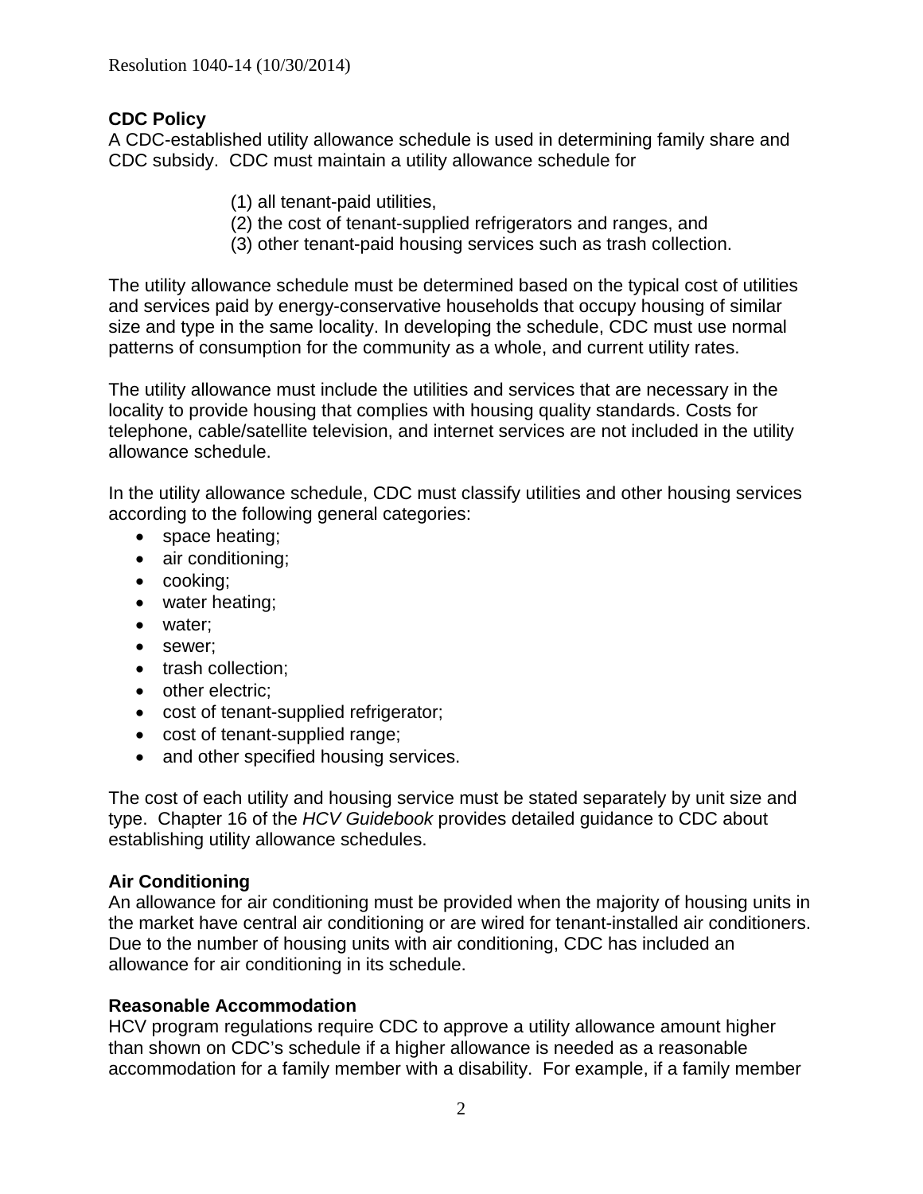**CDC Policy**

A CDC-established utility allowance schedule is used in determining family share and CDC subsidy. CDC must maintain a utility allowance schedule for

(1) all tenant-paid utilities,
(2) the cost of tenant-supplied refrigerators and ranges, and
(3) other tenant-paid housing services such as trash collection.

The utility allowance schedule must be determined based on the typical cost of utilities and services paid by energy-conservative households that occupy housing of similar size and type in the same locality. In developing the schedule, CDC must use normal patterns of consumption for the community as a whole, and current utility rates.

The utility allowance must include the utilities and services that are necessary in the locality to provide housing that complies with housing quality standards. Costs for telephone, cable/satellite television, and internet services are not included in the utility allowance schedule.

In the utility allowance schedule, CDC must classify utilities and other housing services according to the following general categories:

- space heating;
- air conditioning;
- cooking;
- water heating;
- water;
- sewer;
- trash collection;
- other electric;
- cost of tenant-supplied refrigerator;
- cost of tenant-supplied range;
- and other specified housing services.

The cost of each utility and housing service must be stated separately by unit size and type. Chapter 16 of the *HCV Guidebook* provides detailed guidance to CDC about establishing utility allowance schedules.

**Air Conditioning**

An allowance for air conditioning must be provided when the majority of housing units in the market have central air conditioning or are wired for tenant-installed air conditioners. Due to the number of housing units with air conditioning, CDC has included an allowance for air conditioning in its schedule.

**Reasonable Accommodation**

HCV program regulations require CDC to approve a utility allowance amount higher than shown on CDC's schedule if a higher allowance is needed as a reasonable accommodation for a family member with a disability. For example, if a family member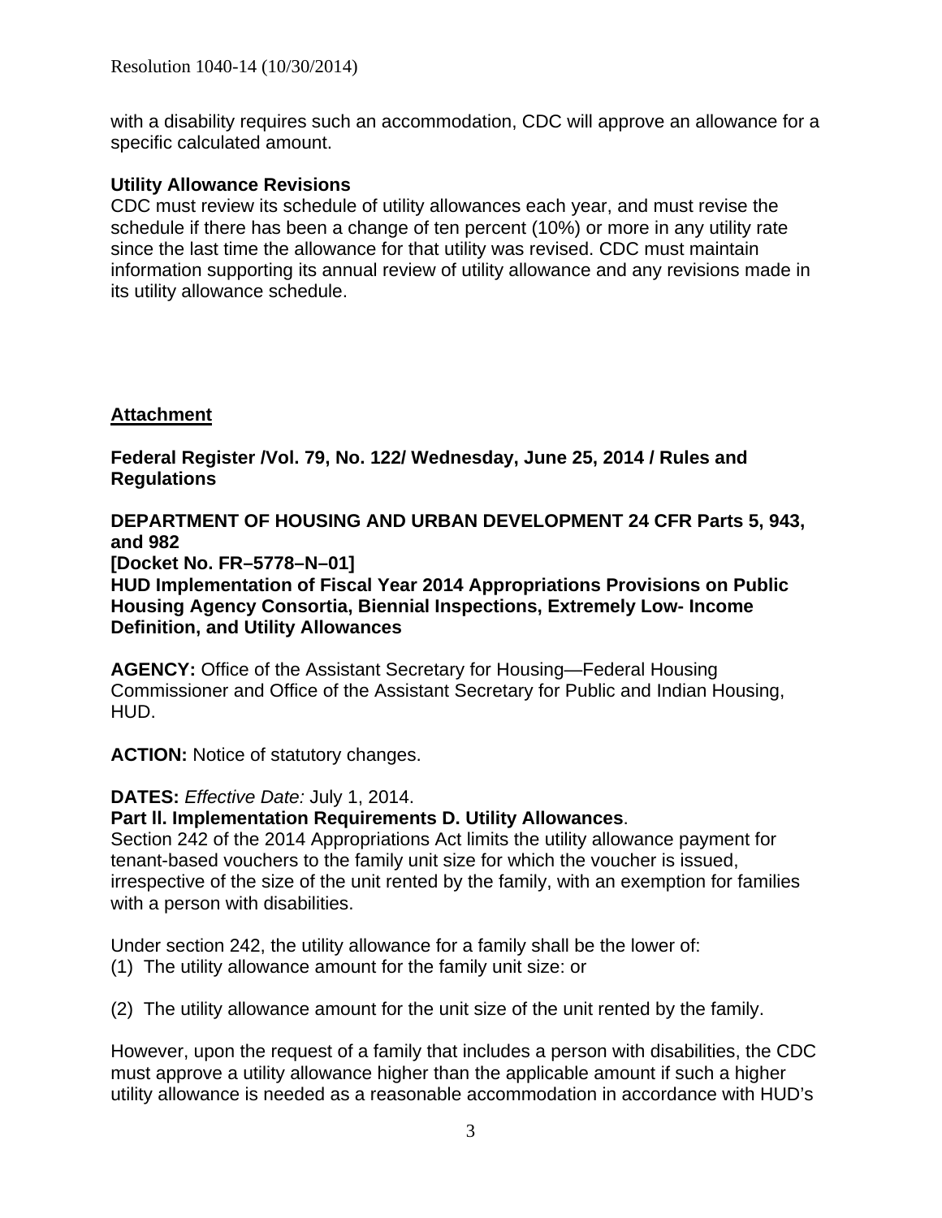with a disability requires such an accommodation, CDC will approve an allowance for a specific calculated amount.

**Utility Allowance Revisions**
CDC must review its schedule of utility allowances each year, and must revise the schedule if there has been a change of ten percent (10%) or more in any utility rate since the last time the allowance for that utility was revised. CDC must maintain information supporting its annual review of utility allowance and any revisions made in its utility allowance schedule.

**Attachment**

**Federal Register /Vol. 79, No. 122/ Wednesday, June 25, 2014 / Rules and Regulations**

**DEPARTMENT OF HOUSING AND URBAN DEVELOPMENT 24 CFR Parts 5, 943, and 982**
**[Docket No. FR–5778–N–01]**
**HUD Implementation of Fiscal Year 2014 Appropriations Provisions on Public Housing Agency Consortia, Biennial Inspections, Extremely Low- Income Definition, and Utility Allowances**

**AGENCY:** Office of the Assistant Secretary for Housing—Federal Housing Commissioner and Office of the Assistant Secretary for Public and Indian Housing, HUD.

**ACTION:** Notice of statutory changes.

**DATES:** *Effective Date:* July 1, 2014.
**Part ll. Implementation Requirements D. Utility Allowances**.
Section 242 of the 2014 Appropriations Act limits the utility allowance payment for tenant-based vouchers to the family unit size for which the voucher is issued, irrespective of the size of the unit rented by the family, with an exemption for families with a person with disabilities.

Under section 242, the utility allowance for a family shall be the lower of:
(1) The utility allowance amount for the family unit size: or

(2) The utility allowance amount for the unit size of the unit rented by the family.

However, upon the request of a family that includes a person with disabilities, the CDC must approve a utility allowance higher than the applicable amount if such a higher utility allowance is needed as a reasonable accommodation in accordance with HUD's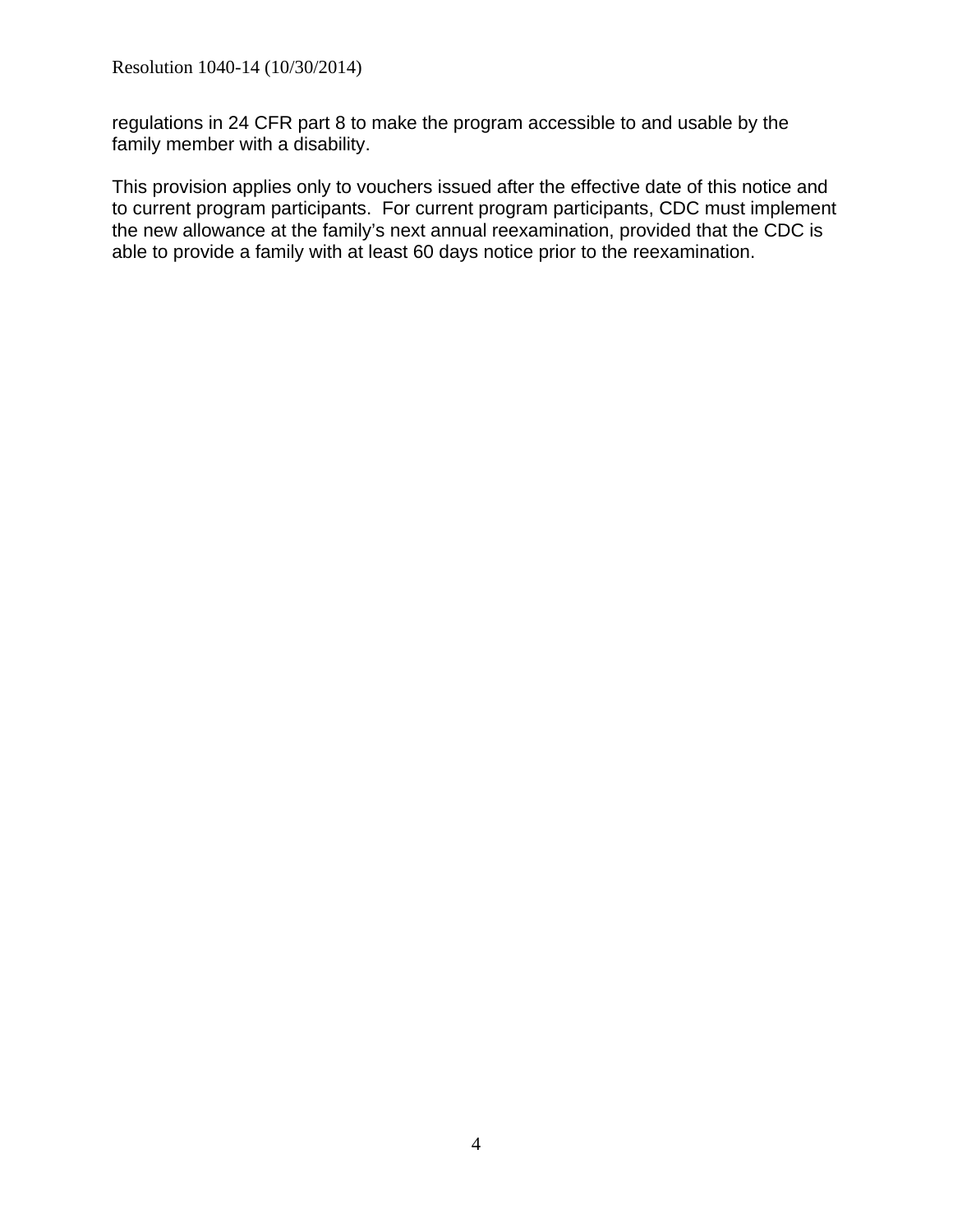regulations in 24 CFR part 8 to make the program accessible to and usable by the family member with a disability.

This provision applies only to vouchers issued after the effective date of this notice and to current program participants. For current program participants, CDC must implement the new allowance at the family's next annual reexamination, provided that the CDC is able to provide a family with at least 60 days notice prior to the reexamination.